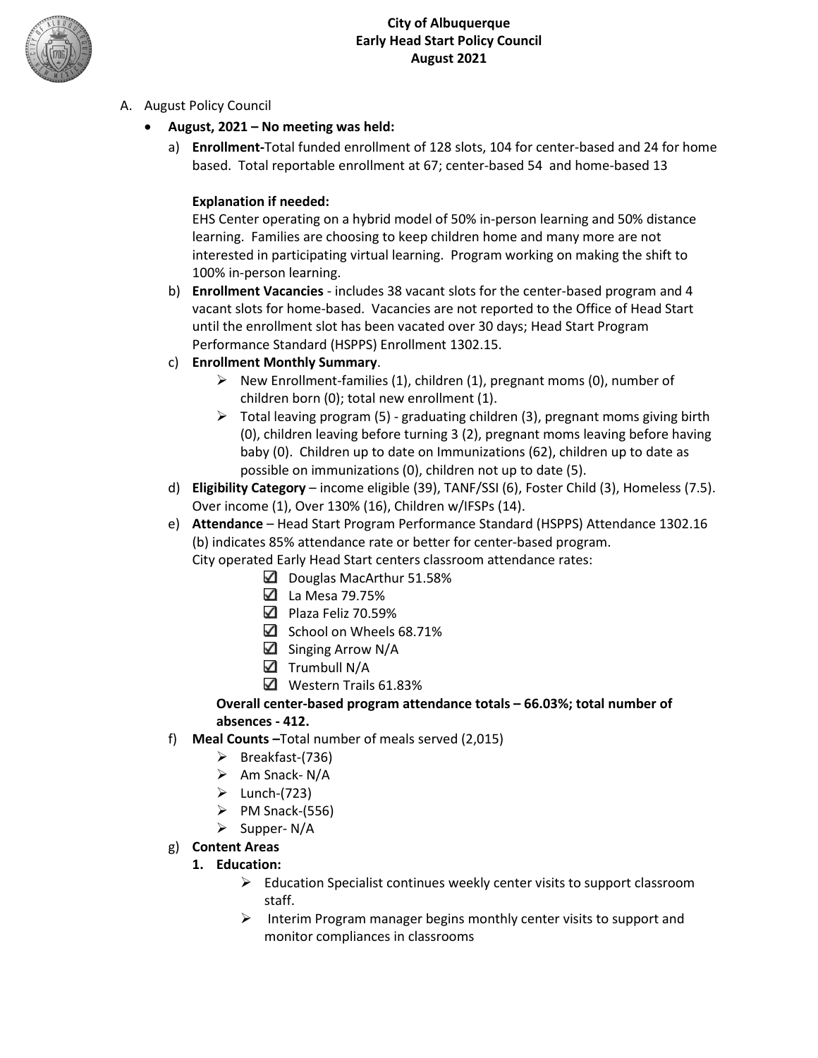# City of Albuquerque
## Early Head Start Policy Council
## August 2021

A. August Policy Council

- **August, 2021 – No meeting was held:**

  a) **Enrollment-**Total funded enrollment of 128 slots, 104 for center-based and 24 for home based. Total reportable enrollment at 67; center-based 54 and home-based 13

  **Explanation if needed:**
  EHS Center operating on a hybrid model of 50% in-person learning and 50% distance learning. Families are choosing to keep children home and many more are not interested in participating virtual learning. Program working on making the shift to 100% in-person learning.

  b) **Enrollment Vacancies** - includes 38 vacant slots for the center-based program and 4 vacant slots for home-based. Vacancies are not reported to the Office of Head Start until the enrollment slot has been vacated over 30 days; Head Start Program Performance Standard (HSPPS) Enrollment 1302.15.

  c) **Enrollment Monthly Summary**.
     - New Enrollment-families (1), children (1), pregnant moms (0), number of children born (0); total new enrollment (1).
     - Total leaving program (5) - graduating children (3), pregnant moms giving birth (0), children leaving before turning 3 (2), pregnant moms leaving before having baby (0). Children up to date on Immunizations (62), children up to date as possible on immunizations (0), children not up to date (5).

  d) **Eligibility Category** – income eligible (39), TANF/SSI (6), Foster Child (3), Homeless (7.5). Over income (1), Over 130% (16), Children w/IFSPs (14).

  e) **Attendance** – Head Start Program Performance Standard (HSPPS) Attendance 1302.16 (b) indicates 85% attendance rate or better for center-based program.
  City operated Early Head Start centers classroom attendance rates:
     - ☑ Douglas MacArthur 51.58%
     - ☑ La Mesa 79.75%
     - ☑ Plaza Feliz 70.59%
     - ☑ School on Wheels 68.71%
     - ☑ Singing Arrow N/A
     - ☑ Trumbull N/A
     - ☑ Western Trails 61.83%

  **Overall center-based program attendance totals – 66.03%; total number of absences - 412.**

  f) **Meal Counts –**Total number of meals served (2,015)
     - Breakfast-(736)
     - Am Snack- N/A
     - Lunch-(723)
     - PM Snack-(556)
     - Supper- N/A

  g) **Content Areas**
     1. **Education:**
        - Education Specialist continues weekly center visits to support classroom staff.
        - Interim Program manager begins monthly center visits to support and monitor compliances in classrooms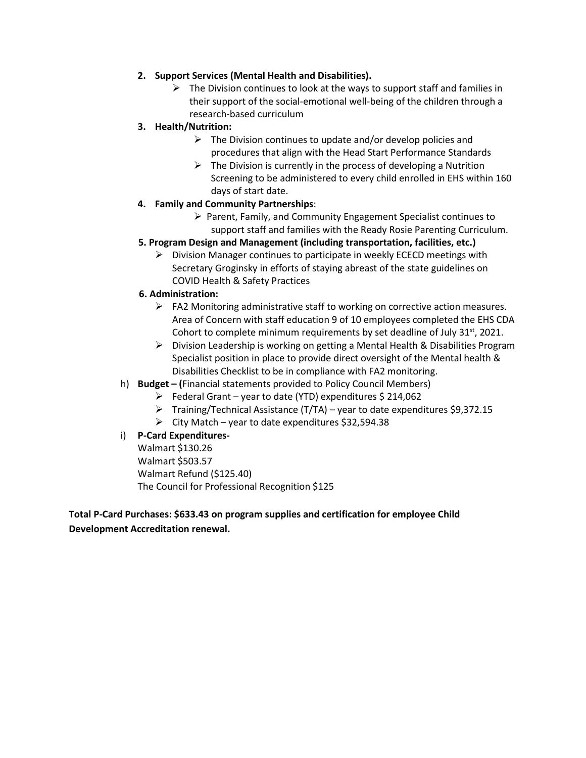2. **Support Services (Mental Health and Disabilities).**
   - The Division continues to look at the ways to support staff and families in their support of the social-emotional well-being of the children through a research-based curriculum
3. **Health/Nutrition:**
   - The Division continues to update and/or develop policies and procedures that align with the Head Start Performance Standards
   - The Division is currently in the process of developing a Nutrition Screening to be administered to every child enrolled in EHS within 160 days of start date.
4. **Family and Community Partnerships**:
   - Parent, Family, and Community Engagement Specialist continues to support staff and families with the Ready Rosie Parenting Curriculum.
5. **Program Design and Management (including transportation, facilities, etc.)**
   - Division Manager continues to participate in weekly ECECD meetings with Secretary Groginsky in efforts of staying abreast of the state guidelines on COVID Health & Safety Practices
6. **Administration:**
   - FA2 Monitoring administrative staff to working on corrective action measures. Area of Concern with staff education 9 of 10 employees completed the EHS CDA Cohort to complete minimum requirements by set deadline of July 31st, 2021.
   - Division Leadership is working on getting a Mental Health & Disabilities Program Specialist position in place to provide direct oversight of the Mental health & Disabilities Checklist to be in compliance with FA2 monitoring.

h) **Budget – (**Financial statements provided to Policy Council Members)
   - Federal Grant – year to date (YTD) expenditures $ 214,062
   - Training/Technical Assistance (T/TA) – year to date expenditures $9,372.15
   - City Match – year to date expenditures $32,594.38

i) **P-Card Expenditures-**
   Walmart $130.26
   Walmart $503.57
   Walmart Refund ($125.40)
   The Council for Professional Recognition $125

**Total P-Card Purchases: $633.43 on program supplies and certification for employee Child Development Accreditation renewal.**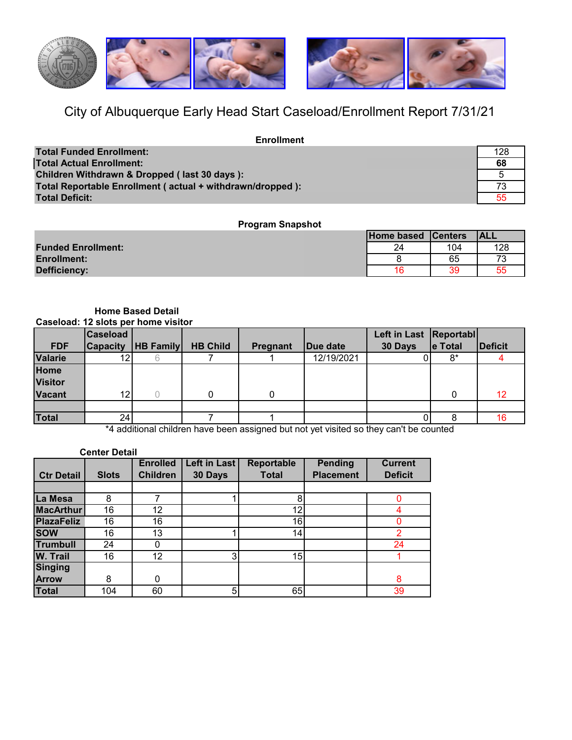# City of Albuquerque Early Head Start Caseload/Enrollment Report 7/31/21

## Enrollment

| | |
|---|---|
| **Total Funded Enrollment:** | 128 |
| **Total Actual Enrollment:** | **68** |
| **Children Withdrawn & Dropped ( last 30 days ):** | 5 |
| **Total Reportable Enrollment ( actual + withdrawn/dropped ):** | 73 |
| **Total Deficit:** | 55 |

## Program Snapshot

| | Home based | Centers | ALL |
|---|---|---|---|
| **Funded Enrollment:** | 24 | 104 | 128 |
| **Enrollment:** | 8 | 65 | 73 |
| **Defficiency:** | 16 | 39 | 55 |

## Home Based Detail

**Caseload: 12 slots per home visitor**

| FDF | Caseload Capacity | HB Family | HB Child | Pregnant | Due date | Left in Last 30 Days | Reportable Total | Deficit |
|---|---|---|---|---|---|---|---|---|
| Valarie | 12 | 6 | 7 | 1 | 12/19/2021 | 0 | 8* | 4 |
| Home Visitor Vacant | 12 | 0 | 0 | 0 | | | 0 | 12 |
| | | | | | | | | |
| Total | 24 | | 7 | 1 | | 0 | 8 | 16 |

*4 additional children have been assigned but not yet visited so they can't be counted

## Center Detail

| Ctr Detail | Slots | Enrolled Children | Left in Last 30 Days | Reportable Total | Pending Placement | Current Deficit |
|---|---|---|---|---|---|---|
| | | | | | | |
| La Mesa | 8 | 7 | 1 | 8 | | 0 |
| MacArthur | 16 | 12 | | 12 | | 4 |
| PlazaFeliz | 16 | 16 | | 16 | | 0 |
| SOW | 16 | 13 | 1 | 14 | | 2 |
| Trumbull | 24 | 0 | | | | 24 |
| W. Trail | 16 | 12 | 3 | 15 | | 1 |
| Singing Arrow | 8 | 0 | | | | 8 |
| Total | 104 | 60 | 5 | 65 | | 39 |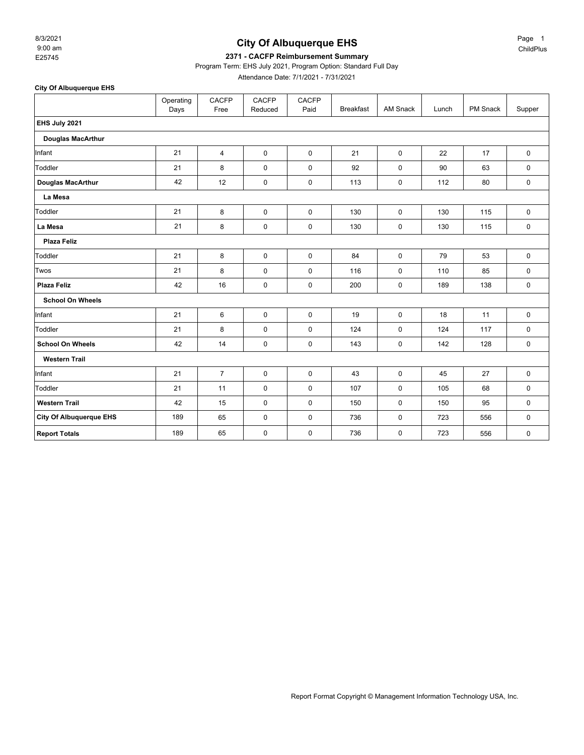# City Of Albuquerque EHS

8/3/2021
9:00 am
E25745

ChildPlus

**2371 - CACFP Reimbursement Summary**

Program Term: EHS July 2021, Program Option: Standard Full Day

Attendance Date: 7/1/2021 - 7/31/2021

**City Of Albuquerque EHS**

| | Operating Days | CACFP Free | CACFP Reduced | CACFP Paid | Breakfast | AM Snack | Lunch | PM Snack | Supper |
|---|---|---|---|---|---|---|---|---|---|
| **EHS July 2021** | | | | | | | | | |
| **Douglas MacArthur** | | | | | | | | | |
| Infant | 21 | 4 | 0 | 0 | 21 | 0 | 22 | 17 | 0 |
| Toddler | 21 | 8 | 0 | 0 | 92 | 0 | 90 | 63 | 0 |
| **Douglas MacArthur** | 42 | 12 | 0 | 0 | 113 | 0 | 112 | 80 | 0 |
| **La Mesa** | | | | | | | | | |
| Toddler | 21 | 8 | 0 | 0 | 130 | 0 | 130 | 115 | 0 |
| **La Mesa** | 21 | 8 | 0 | 0 | 130 | 0 | 130 | 115 | 0 |
| **Plaza Feliz** | | | | | | | | | |
| Toddler | 21 | 8 | 0 | 0 | 84 | 0 | 79 | 53 | 0 |
| Twos | 21 | 8 | 0 | 0 | 116 | 0 | 110 | 85 | 0 |
| **Plaza Feliz** | 42 | 16 | 0 | 0 | 200 | 0 | 189 | 138 | 0 |
| **School On Wheels** | | | | | | | | | |
| Infant | 21 | 6 | 0 | 0 | 19 | 0 | 18 | 11 | 0 |
| Toddler | 21 | 8 | 0 | 0 | 124 | 0 | 124 | 117 | 0 |
| **School On Wheels** | 42 | 14 | 0 | 0 | 143 | 0 | 142 | 128 | 0 |
| **Western Trail** | | | | | | | | | |
| Infant | 21 | 7 | 0 | 0 | 43 | 0 | 45 | 27 | 0 |
| Toddler | 21 | 11 | 0 | 0 | 107 | 0 | 105 | 68 | 0 |
| **Western Trail** | 42 | 15 | 0 | 0 | 150 | 0 | 150 | 95 | 0 |
| **City Of Albuquerque EHS** | 189 | 65 | 0 | 0 | 736 | 0 | 723 | 556 | 0 |
| **Report Totals** | 189 | 65 | 0 | 0 | 736 | 0 | 723 | 556 | 0 |

Report Format Copyright © Management Information Technology USA, Inc.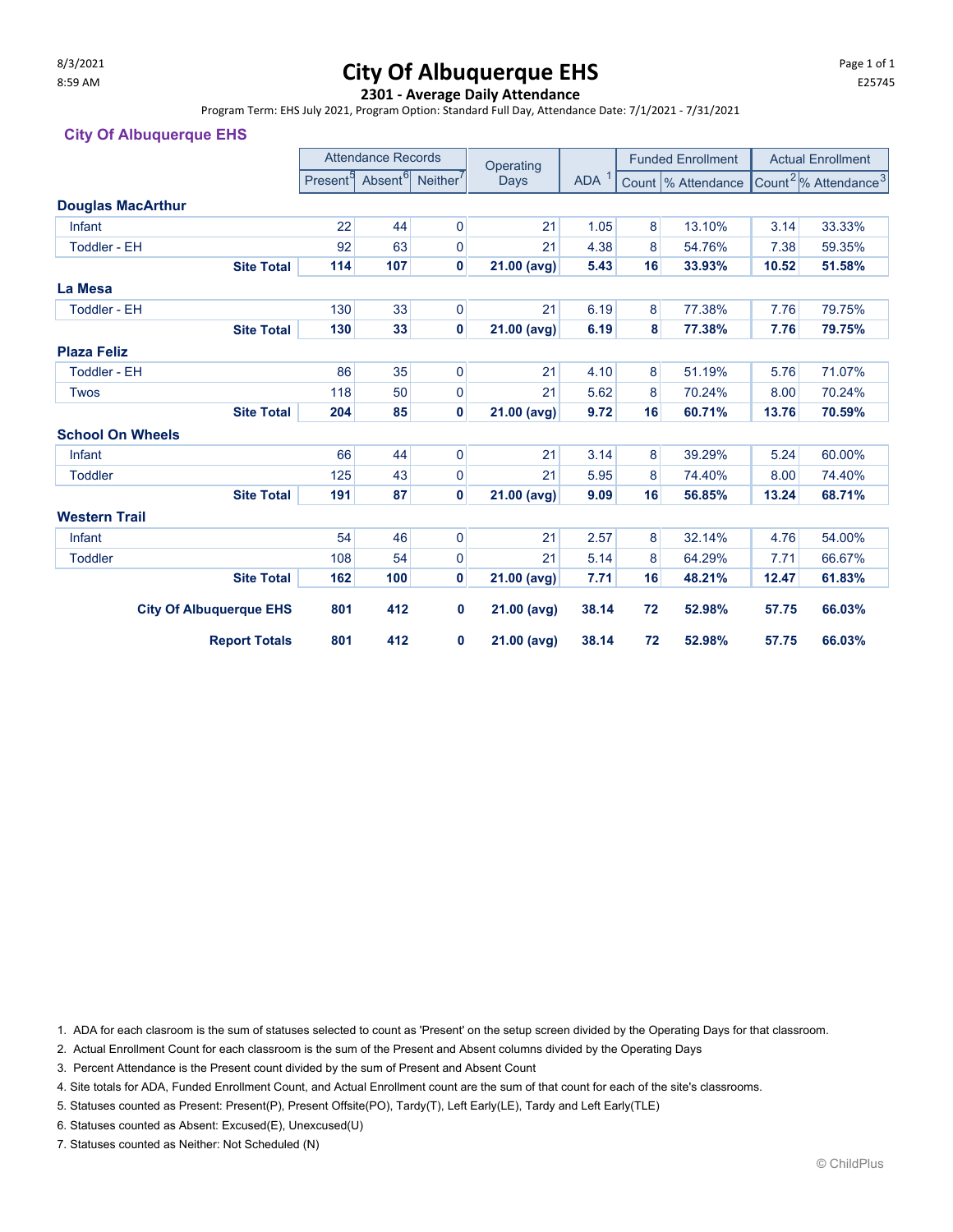8/3/2021
8:59 AM

# City Of Albuquerque EHS

E25745

## 2301 - Average Daily Attendance

Program Term: EHS July 2021, Program Option: Standard Full Day, Attendance Date: 7/1/2021 - 7/31/2021

### City Of Albuquerque EHS

| | Attendance Records | | | Operating Days | ADA [1] | Funded Enrollment | | Actual Enrollment | |
|---|---|---|---|---|---|---|---|---|---|
| | Present [5] | Absent [6] | Neither [7] | | | Count | % Attendance | Count [2] | % Attendance [3] |
| **Douglas MacArthur** | | | | | | | | | |
| Infant | 22 | 44 | 0 | 21 | 1.05 | 8 | 13.10% | 3.14 | 33.33% |
| Toddler - EH | 92 | 63 | 0 | 21 | 4.38 | 8 | 54.76% | 7.38 | 59.35% |
| **Site Total** | **114** | **107** | **0** | **21.00 (avg)** | **5.43** | **16** | **33.93%** | **10.52** | **51.58%** |
| **La Mesa** | | | | | | | | | |
| Toddler - EH | 130 | 33 | 0 | 21 | 6.19 | 8 | 77.38% | 7.76 | 79.75% |
| **Site Total** | **130** | **33** | **0** | **21.00 (avg)** | **6.19** | **8** | **77.38%** | **7.76** | **79.75%** |
| **Plaza Feliz** | | | | | | | | | |
| Toddler - EH | 86 | 35 | 0 | 21 | 4.10 | 8 | 51.19% | 5.76 | 71.07% |
| Twos | 118 | 50 | 0 | 21 | 5.62 | 8 | 70.24% | 8.00 | 70.24% |
| **Site Total** | **204** | **85** | **0** | **21.00 (avg)** | **9.72** | **16** | **60.71%** | **13.76** | **70.59%** |
| **School On Wheels** | | | | | | | | | |
| Infant | 66 | 44 | 0 | 21 | 3.14 | 8 | 39.29% | 5.24 | 60.00% |
| Toddler | 125 | 43 | 0 | 21 | 5.95 | 8 | 74.40% | 8.00 | 74.40% |
| **Site Total** | **191** | **87** | **0** | **21.00 (avg)** | **9.09** | **16** | **56.85%** | **13.24** | **68.71%** |
| **Western Trail** | | | | | | | | | |
| Infant | 54 | 46 | 0 | 21 | 2.57 | 8 | 32.14% | 4.76 | 54.00% |
| Toddler | 108 | 54 | 0 | 21 | 5.14 | 8 | 64.29% | 7.71 | 66.67% |
| **Site Total** | **162** | **100** | **0** | **21.00 (avg)** | **7.71** | **16** | **48.21%** | **12.47** | **61.83%** |
| **City Of Albuquerque EHS** | **801** | **412** | **0** | **21.00 (avg)** | **38.14** | **72** | **52.98%** | **57.75** | **66.03%** |
| **Report Totals** | **801** | **412** | **0** | **21.00 (avg)** | **38.14** | **72** | **52.98%** | **57.75** | **66.03%** |

1. ADA for each clasroom is the sum of statuses selected to count as 'Present' on the setup screen divided by the Operating Days for that classroom.
2. Actual Enrollment Count for each classroom is the sum of the Present and Absent columns divided by the Operating Days
3. Percent Attendance is the Present count divided by the sum of Present and Absent Count
4. Site totals for ADA, Funded Enrollment Count, and Actual Enrollment count are the sum of that count for each of the site's classrooms.
5. Statuses counted as Present: Present(P), Present Offsite(PO), Tardy(T), Left Early(LE), Tardy and Left Early(TLE)
6. Statuses counted as Absent: Excused(E), Unexcused(U)
7. Statuses counted as Neither: Not Scheduled (N)

© ChildPlus